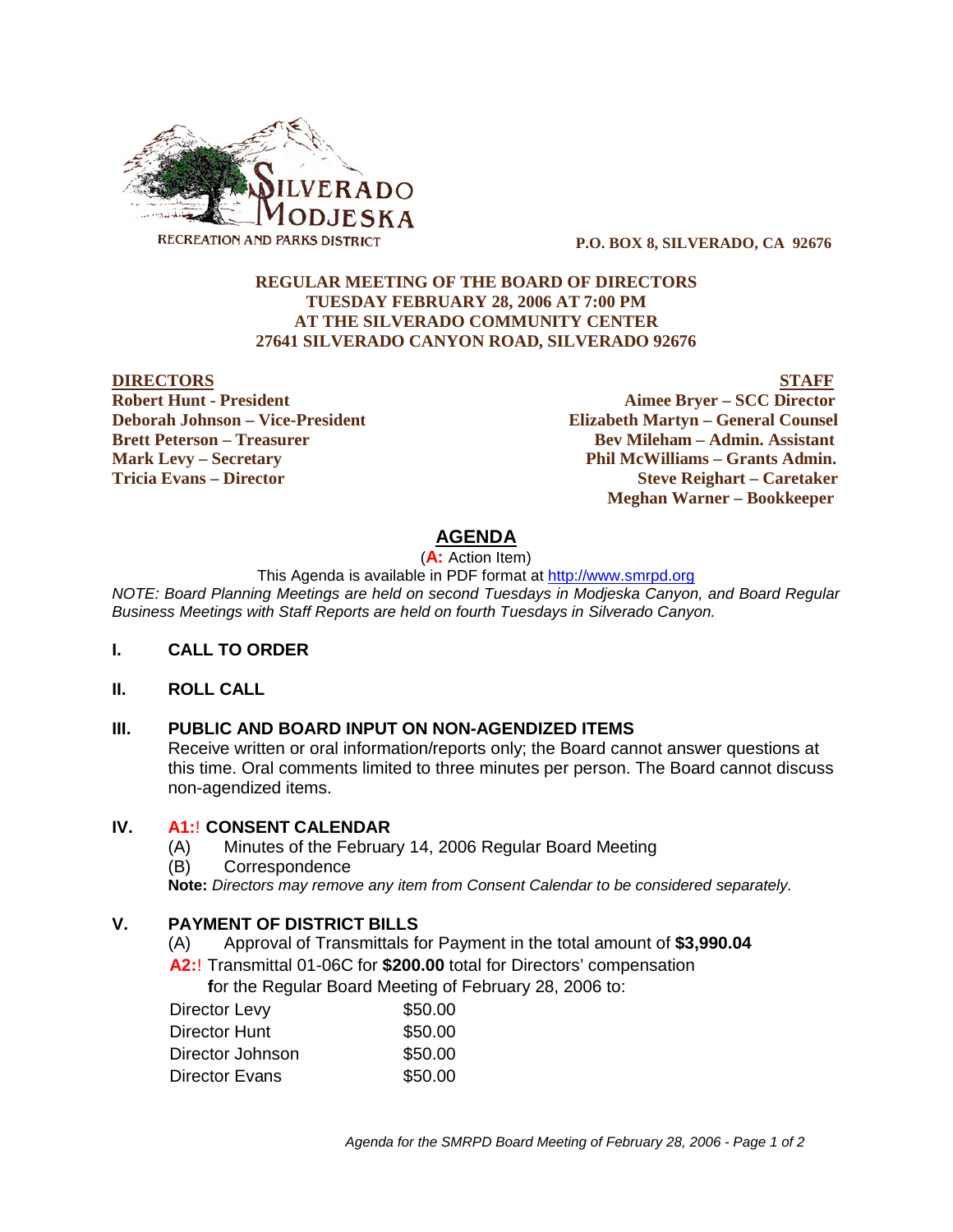SILVERADO MODJESKA RECREATION AND PARKS DISTRICT

**P.O. BOX 8, SILVERADO, CA 92676**

**REGULAR MEETING OF THE BOARD OF DIRECTORS**
**TUESDAY FEBRUARY 28, 2006 AT 7:00 PM**
**AT THE SILVERADO COMMUNITY CENTER**
**27641 SILVERADO CANYON ROAD, SILVERADO 92676**

| **DIRECTORS** | **STAFF** |
|---|---|
| **Robert Hunt - President** | **Aimee Bryer – SCC Director** |
| **Deborah Johnson – Vice-President** | **Elizabeth Martyn – General Counsel** |
| **Brett Peterson – Treasurer** | **Bev Mileham – Admin. Assistant** |
| **Mark Levy – Secretary** | **Phil McWilliams – Grants Admin.** |
| **Tricia Evans – Director** | **Steve Reighart – Caretaker** |
| | **Meghan Warner – Bookkeeper** |

# AGENDA

(**A:** Action Item)

This Agenda is available in PDF format at http://www.smrpd.org

*NOTE: Board Planning Meetings are held on second Tuesdays in Modjeska Canyon, and Board Regular Business Meetings with Staff Reports are held on fourth Tuesdays in Silverado Canyon.*

## I. CALL TO ORDER

## II. ROLL CALL

## III. PUBLIC AND BOARD INPUT ON NON-AGENDIZED ITEMS

Receive written or oral information/reports only; the Board cannot answer questions at this time. Oral comments limited to three minutes per person. The Board cannot discuss non-agendized items.

## IV. A1:! CONSENT CALENDAR

(A) Minutes of the February 14, 2006 Regular Board Meeting

(B) Correspondence

**Note:** *Directors may remove any item from Consent Calendar to be considered separately.*

## V. PAYMENT OF DISTRICT BILLS

(A) Approval of Transmittals for Payment in the total amount of **$3,990.04**

**A2:**! Transmittal 01-06C for **$200.00** total for Directors' compensation **f**or the Regular Board Meeting of February 28, 2006 to:

| | |
|---|---|
| Director Levy | $50.00 |
| Director Hunt | $50.00 |
| Director Johnson | $50.00 |
| Director Evans | $50.00 |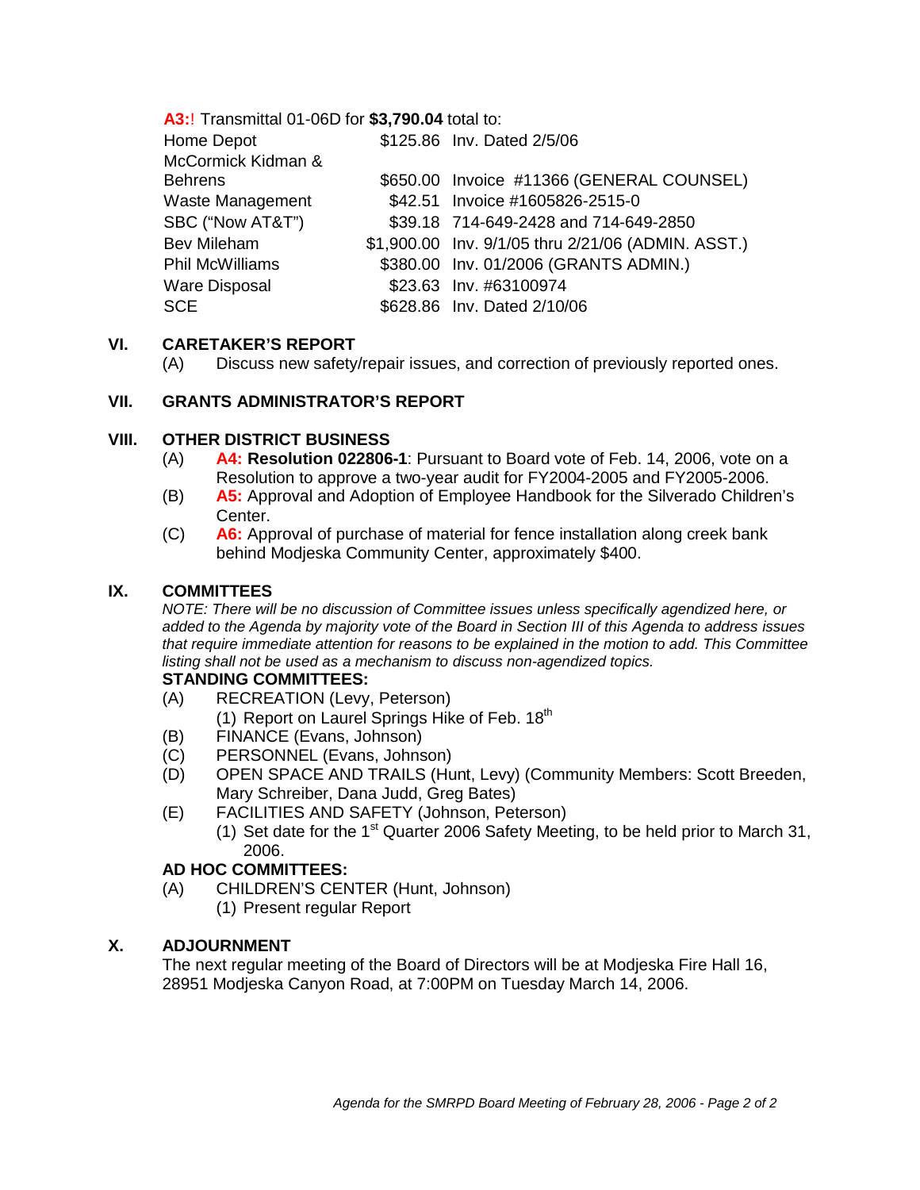**A3:**! Transmittal 01-06D for **$3,790.04** total to:

| | | |
|---|---|---|
| Home Depot | $125.86 | Inv. Dated 2/5/06 |
| McCormick Kidman & Behrens | $650.00 | Invoice #11366 (GENERAL COUNSEL) |
| Waste Management | $42.51 | Invoice #1605826-2515-0 |
| SBC ("Now AT&T") | $39.18 | 714-649-2428 and 714-649-2850 |
| Bev Mileham | $1,900.00 | Inv. 9/1/05 thru 2/21/06 (ADMIN. ASST.) |
| Phil McWilliams | $380.00 | Inv. 01/2006 (GRANTS ADMIN.) |
| Ware Disposal | $23.63 | Inv. #63100974 |
| SCE | $628.86 | Inv. Dated 2/10/06 |

## VI. CARETAKER'S REPORT

(A) Discuss new safety/repair issues, and correction of previously reported ones.

## VII. GRANTS ADMINISTRATOR'S REPORT

## VIII. OTHER DISTRICT BUSINESS

(A) **A4: Resolution 022806-1**: Pursuant to Board vote of Feb. 14, 2006, vote on a Resolution to approve a two-year audit for FY2004-2005 and FY2005-2006.

(B) **A5:** Approval and Adoption of Employee Handbook for the Silverado Children's Center.

(C) **A6:** Approval of purchase of material for fence installation along creek bank behind Modjeska Community Center, approximately $400.

## IX. COMMITTEES

*NOTE: There will be no discussion of Committee issues unless specifically agendized here, or added to the Agenda by majority vote of the Board in Section III of this Agenda to address issues that require immediate attention for reasons to be explained in the motion to add. This Committee listing shall not be used as a mechanism to discuss non-agendized topics.*

**STANDING COMMITTEES:**

(A) RECREATION (Levy, Peterson)
  (1) Report on Laurel Springs Hike of Feb. 18th

(B) FINANCE (Evans, Johnson)

(C) PERSONNEL (Evans, Johnson)

(D) OPEN SPACE AND TRAILS (Hunt, Levy) (Community Members: Scott Breeden, Mary Schreiber, Dana Judd, Greg Bates)

(E) FACILITIES AND SAFETY (Johnson, Peterson)
  (1) Set date for the 1st Quarter 2006 Safety Meeting, to be held prior to March 31, 2006.

**AD HOC COMMITTEES:**

(A) CHILDREN'S CENTER (Hunt, Johnson)
  (1) Present regular Report

## X. ADJOURNMENT

The next regular meeting of the Board of Directors will be at Modjeska Fire Hall 16, 28951 Modjeska Canyon Road, at 7:00PM on Tuesday March 14, 2006.